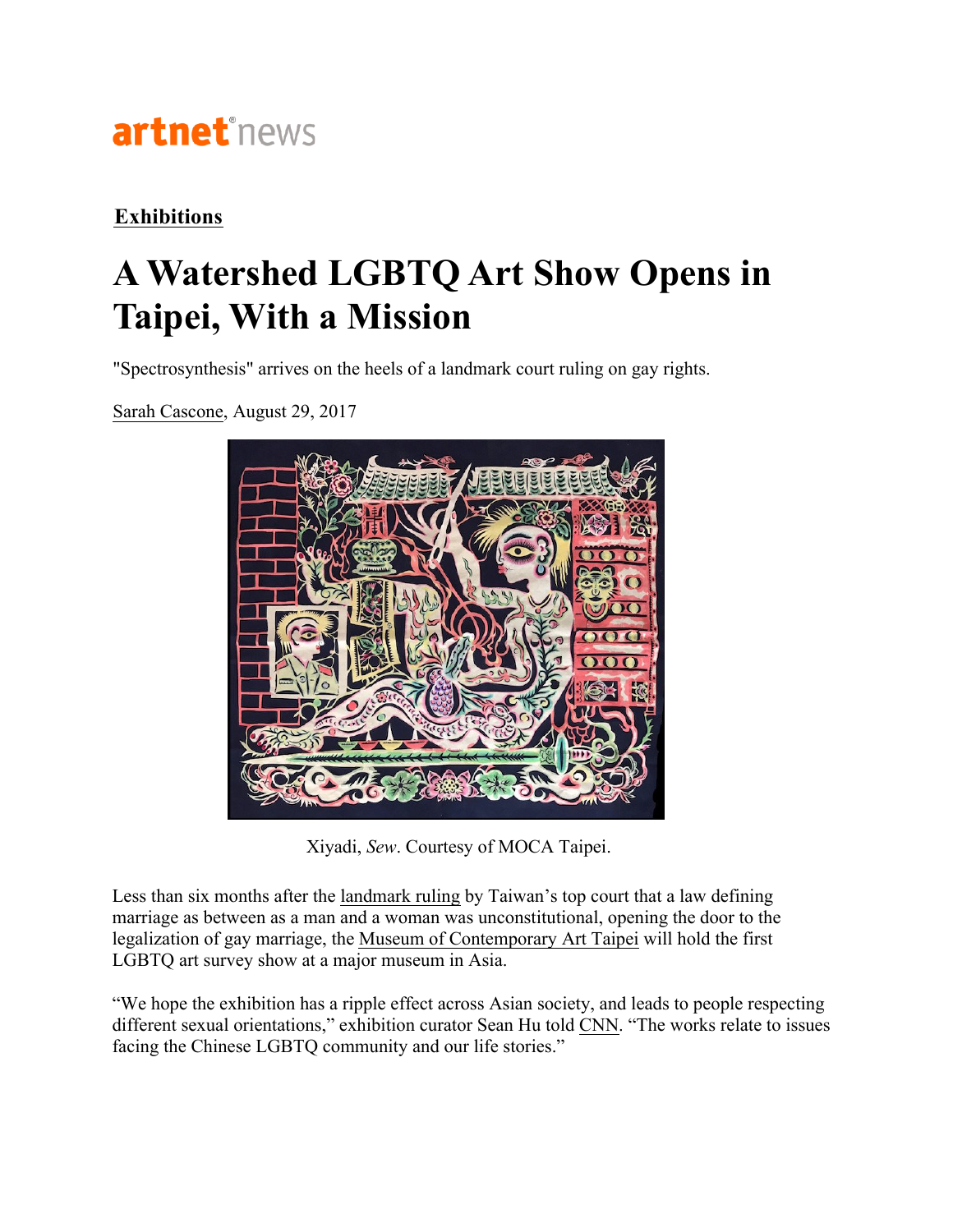artnet news

**Exhibitions**

# A Watershed LGBTQ Art Show Opens in Taipei, With a Mission

"Spectrosynthesis" arrives on the heels of a landmark court ruling on gay rights.

Sarah Cascone, August 29, 2017

Xiyadi, *Sew*. Courtesy of MOCA Taipei.

Less than six months after the landmark ruling by Taiwan's top court that a law defining marriage as between as a man and a woman was unconstitutional, opening the door to the legalization of gay marriage, the Museum of Contemporary Art Taipei will hold the first LGBTQ art survey show at a major museum in Asia.

"We hope the exhibition has a ripple effect across Asian society, and leads to people respecting different sexual orientations," exhibition curator Sean Hu told CNN. "The works relate to issues facing the Chinese LGBTQ community and our life stories."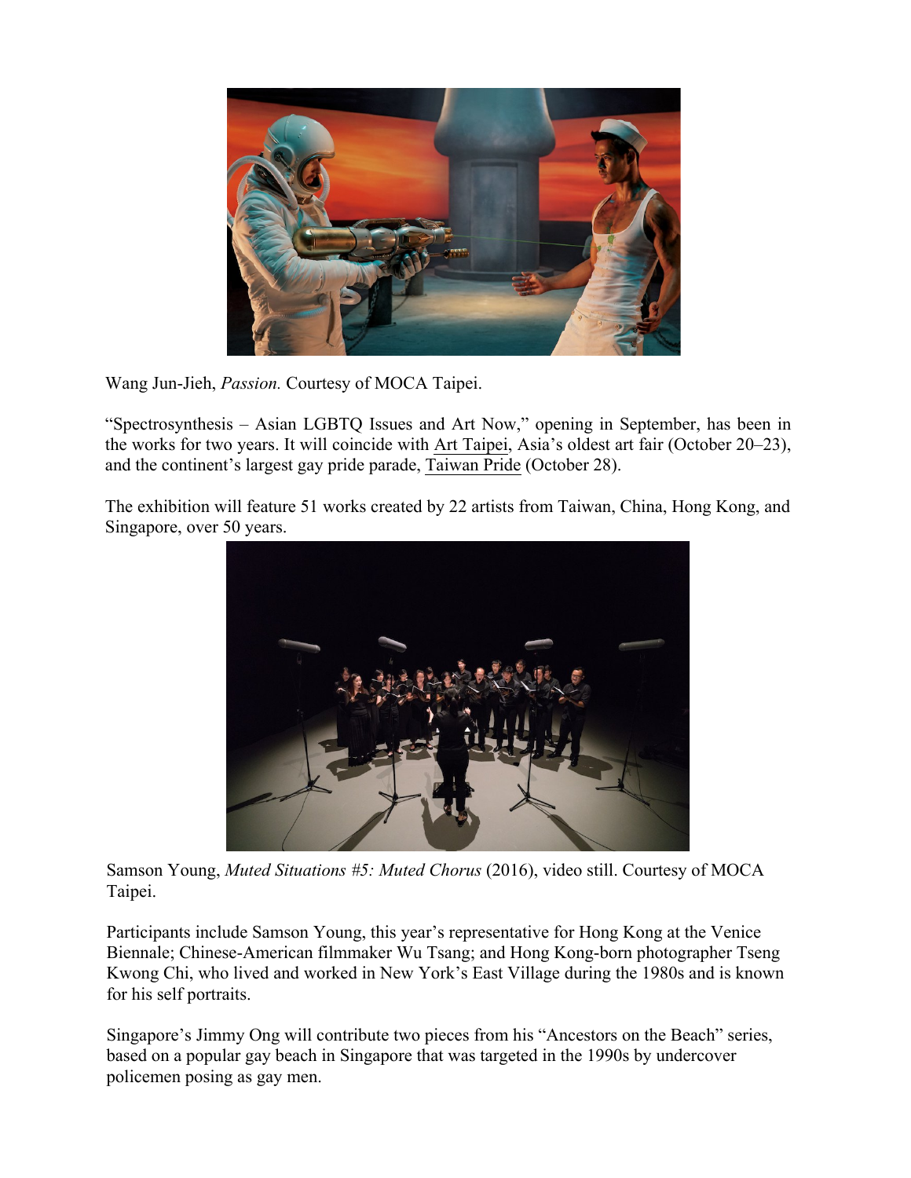Wang Jun-Jieh, *Passion.* Courtesy of MOCA Taipei.

"Spectrosynthesis – Asian LGBTQ Issues and Art Now," opening in September, has been in the works for two years. It will coincide with Art Taipei, Asia's oldest art fair (October 20–23), and the continent's largest gay pride parade, Taiwan Pride (October 28).

The exhibition will feature 51 works created by 22 artists from Taiwan, China, Hong Kong, and Singapore, over 50 years.

Samson Young, *Muted Situations #5: Muted Chorus* (2016), video still. Courtesy of MOCA Taipei.

Participants include Samson Young, this year's representative for Hong Kong at the Venice Biennale; Chinese-American filmmaker Wu Tsang; and Hong Kong-born photographer Tseng Kwong Chi, who lived and worked in New York's East Village during the 1980s and is known for his self portraits.

Singapore's Jimmy Ong will contribute two pieces from his "Ancestors on the Beach" series, based on a popular gay beach in Singapore that was targeted in the 1990s by undercover policemen posing as gay men.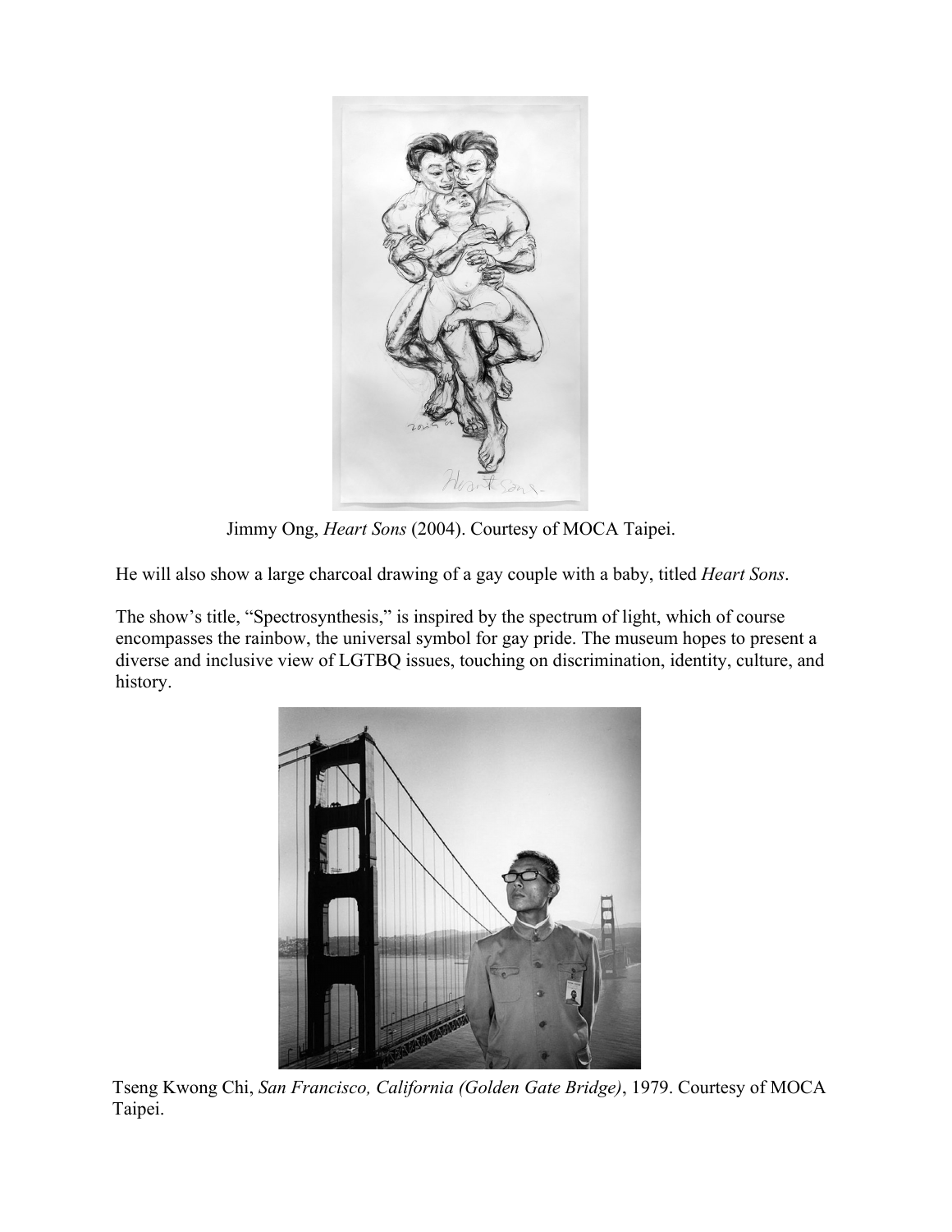Jimmy Ong, *Heart Sons* (2004). Courtesy of MOCA Taipei.

He will also show a large charcoal drawing of a gay couple with a baby, titled *Heart Sons*.

The show's title, "Spectrosynthesis," is inspired by the spectrum of light, which of course encompasses the rainbow, the universal symbol for gay pride. The museum hopes to present a diverse and inclusive view of LGTBQ issues, touching on discrimination, identity, culture, and history.

Tseng Kwong Chi, *San Francisco, California (Golden Gate Bridge)*, 1979. Courtesy of MOCA Taipei.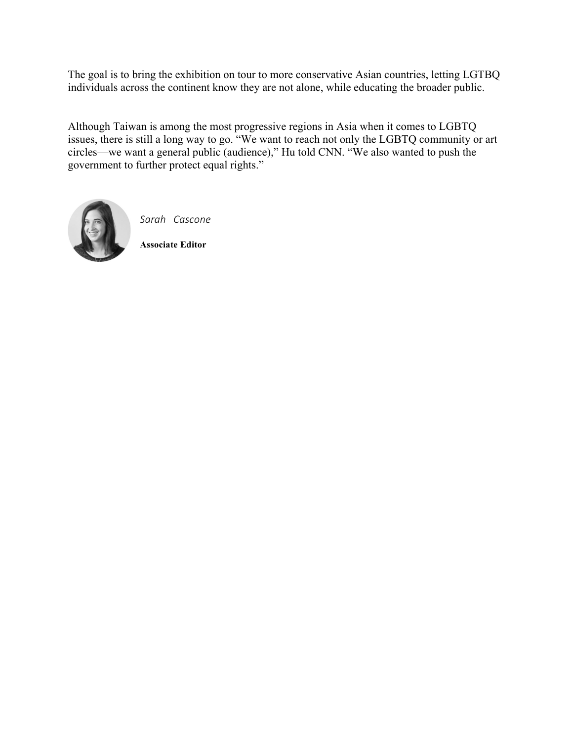The goal is to bring the exhibition on tour to more conservative Asian countries, letting LGTBQ individuals across the continent know they are not alone, while educating the broader public.

Although Taiwan is among the most progressive regions in Asia when it comes to LGBTQ issues, there is still a long way to go. "We want to reach not only the LGBTQ community or art circles—we want a general public (audience)," Hu told CNN. "We also wanted to push the government to further protect equal rights."

*Sarah Cascone*

**Associate Editor**